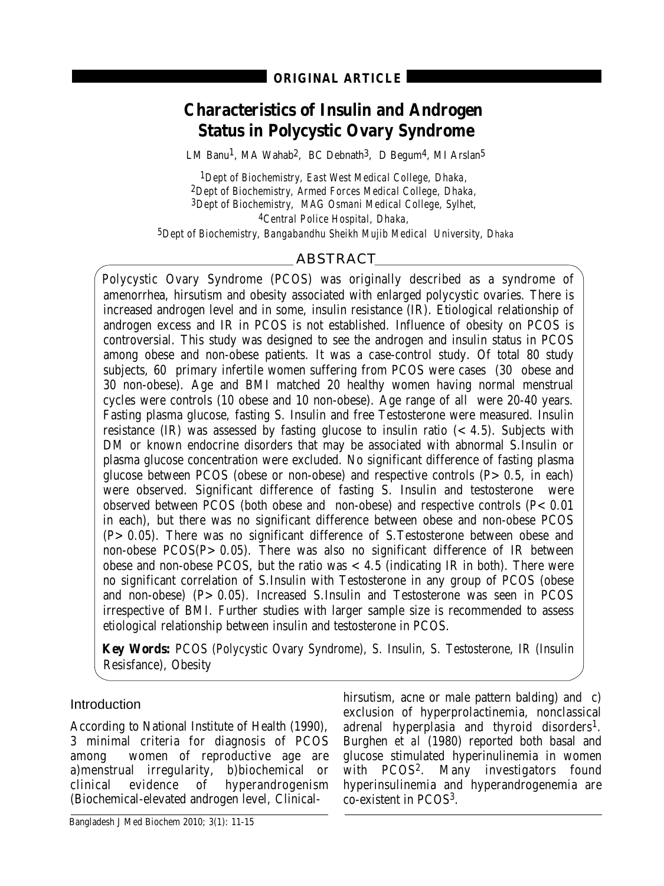ORIGINAL ARTICLE

# Characteristics of Insulin and Androgen Status in Polycystic Ovary Syndrome

LM Banu[1], MA Wahab[2], BC Debnath[3], D Begum[4], MI Arslan[5]

[1]Dept of Biochemistry, East West Medical College, Dhaka,
[2]Dept of Biochemistry, Armed Forces Medical College, Dhaka,
[3]Dept of Biochemistry, MAG Osmani Medical College, Sylhet,
[4]Central Police Hospital, Dhaka,
[5]Dept of Biochemistry, Bangabandhu Sheikh Mujib Medical University, Dhaka

## ABSTRACT

Polycystic Ovary Syndrome (PCOS) was originally described as a syndrome of amenorrhea, hirsutism and obesity associated with enlarged polycystic ovaries. There is increased androgen level and in some, insulin resistance (IR). Etiological relationship of androgen excess and IR in PCOS is not established. Influence of obesity on PCOS is controversial. This study was designed to see the androgen and insulin status in PCOS among obese and non-obese patients. It was a case-control study. Of total 80 study subjects, 60 primary infertile women suffering from PCOS were cases (30 obese and 30 non-obese). Age and BMI matched 20 healthy women having normal menstrual cycles were controls (10 obese and 10 non-obese). Age range of all were 20-40 years. Fasting plasma glucose, fasting S. Insulin and free Testosterone were measured. Insulin resistance (IR) was assessed by fasting glucose to insulin ratio (< 4.5). Subjects with DM or known endocrine disorders that may be associated with abnormal S.Insulin or plasma glucose concentration were excluded. No significant difference of fasting plasma glucose between PCOS (obese or non-obese) and respective controls ($P > 0.5$, in each) were observed. Significant difference of fasting S. Insulin and testosterone were observed between PCOS (both obese and non-obese) and respective controls ($P < 0.01$ in each), but there was no significant difference between obese and non-obese PCOS ($P > 0.05$). There was no significant difference of S.Testosterone between obese and non-obese PCOS($P > 0.05$). There was also no significant difference of IR between obese and non-obese PCOS, but the ratio was < 4.5 (indicating IR in both). There were no significant correlation of S.Insulin with Testosterone in any group of PCOS (obese and non-obese) ($P > 0.05$). Increased S.Insulin and Testosterone was seen in PCOS irrespective of BMI. Further studies with larger sample size is recommended to assess etiological relationship between insulin and testosterone in PCOS.

**Key Words:** PCOS (Polycystic Ovary Syndrome), S. Insulin, S. Testosterone, IR (Insulin Resisfance), Obesity

## Introduction

According to National Institute of Health (1990), 3 minimal criteria for diagnosis of PCOS among women of reproductive age are a)menstrual irregularity, b)biochemical or clinical evidence of hyperandrogenism (Biochemical-elevated androgen level, Clinical-hirsutism, acne or male pattern balding) and c) exclusion of hyperprolactinemia, nonclassical adrenal hyperplasia and thyroid disorders[1]. Burghen *et al* (1980) reported both basal and glucose stimulated hyperinulinemia in women with PCOS[2]. Many investigators found hyperinsulinemia and hyperandrogenemia are co-existent in PCOS[3].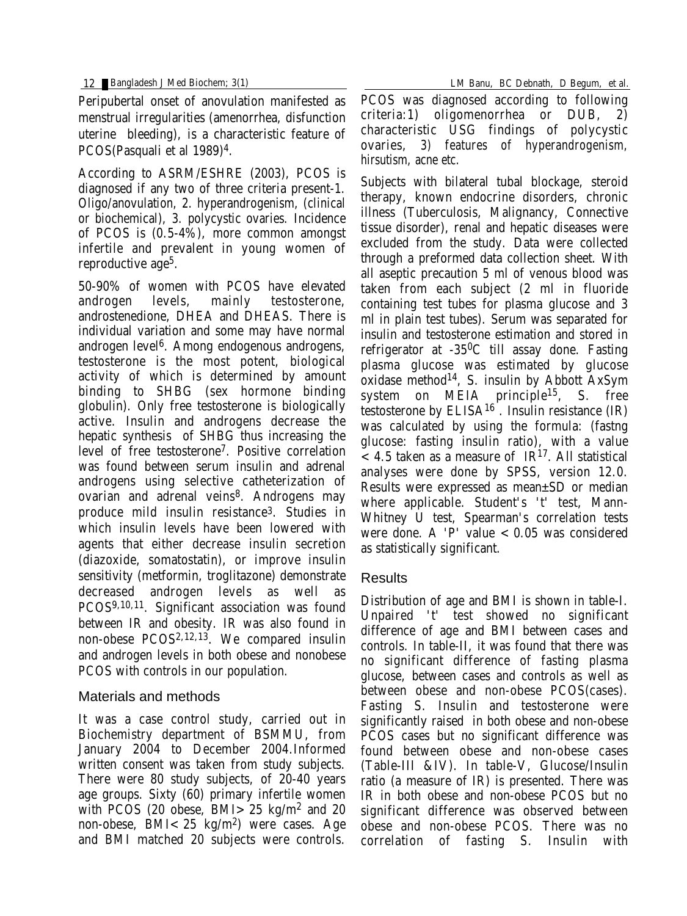Peripubertal onset of anovulation manifested as menstrual irregularities (amenorrhea, disfunction uterine bleeding), is a characteristic feature of PCOS(Pasquali et al 1989)[4].

According to ASRM/ESHRE (2003), PCOS is diagnosed if any two of three criteria present-1. Oligo/anovulation, 2. hyperandrogenism, (clinical or biochemical), 3. polycystic ovaries. Incidence of PCOS is (0.5-4%), more common amongst infertile and prevalent in young women of reproductive age[5].

50-90% of women with PCOS have elevated androgen levels, mainly testosterone, androstenedione, DHEA and DHEAS. There is individual variation and some may have normal androgen level[6]. Among endogenous androgens, testosterone is the most potent, biological activity of which is determined by amount binding to SHBG (sex hormone binding globulin). Only free testosterone is biologically active. Insulin and androgens decrease the hepatic synthesis of SHBG thus increasing the level of free testosterone[7]. Positive correlation was found between serum insulin and adrenal androgens using selective catheterization of ovarian and adrenal veins[8]. Androgens may produce mild insulin resistance[3]. Studies in which insulin levels have been lowered with agents that either decrease insulin secretion (diazoxide, somatostatin), or improve insulin sensitivity (metformin, troglitazone) demonstrate decreased androgen levels as well as PCOS[9,10,11]. Significant association was found between IR and obesity. IR was also found in non-obese PCOS[2,12,13]. We compared insulin and androgen levels in both obese and nonobese PCOS with controls in our population.

## Materials and methods

It was a case control study, carried out in Biochemistry department of BSMMU, from January 2004 to December 2004.Informed written consent was taken from study subjects. There were 80 study subjects, of 20-40 years age groups. Sixty (60) primary infertile women with PCOS (20 obese, BMI> 25 kg/m$^2$ and 20 non-obese, BMI< 25 kg/m$^2$) were cases. Age and BMI matched 20 subjects were controls. PCOS was diagnosed according to following criteria:1) oligomenorrhea or DUB, 2) characteristic USG findings of polycystic ovaries, 3) features of hyperandrogenism, hirsutism, acne etc.

Subjects with bilateral tubal blockage, steroid therapy, known endocrine disorders, chronic illness (Tuberculosis, Malignancy, Connective tissue disorder), renal and hepatic diseases were excluded from the study. Data were collected through a preformed data collection sheet. With all aseptic precaution 5 ml of venous blood was taken from each subject (2 ml in fluoride containing test tubes for plasma glucose and 3 ml in plain test tubes). Serum was separated for insulin and testosterone estimation and stored in refrigerator at -35$^0$C till assay done. Fasting plasma glucose was estimated by glucose oxidase method[14], S. insulin by Abbott AxSym system on MEIA principle[15], S. free testosterone by ELISA[16]. Insulin resistance (IR) was calculated by using the formula: (fastng glucose: fasting insulin ratio), with a value < 4.5 taken as a measure of IR[17]. All statistical analyses were done by SPSS, version 12.0. Results were expressed as mean±SD or median where applicable. Student's 't' test, Mann-Whitney U test, Spearman's correlation tests were done. A 'P' value < 0.05 was considered as statistically significant.

## Results

Distribution of age and BMI is shown in table-I. Unpaired 't' test showed no significant difference of age and BMI between cases and controls. In table-II, it was found that there was no significant difference of fasting plasma glucose, between cases and controls as well as between obese and non-obese PCOS(cases). Fasting S. Insulin and testosterone were significantly raised in both obese and non-obese PCOS cases but no significant difference was found between obese and non-obese cases (Table-III &IV). In table-V, Glucose/Insulin ratio (a measure of IR) is presented. There was IR in both obese and non-obese PCOS but no significant difference was observed between obese and non-obese PCOS. There was no correlation of fasting S. Insulin with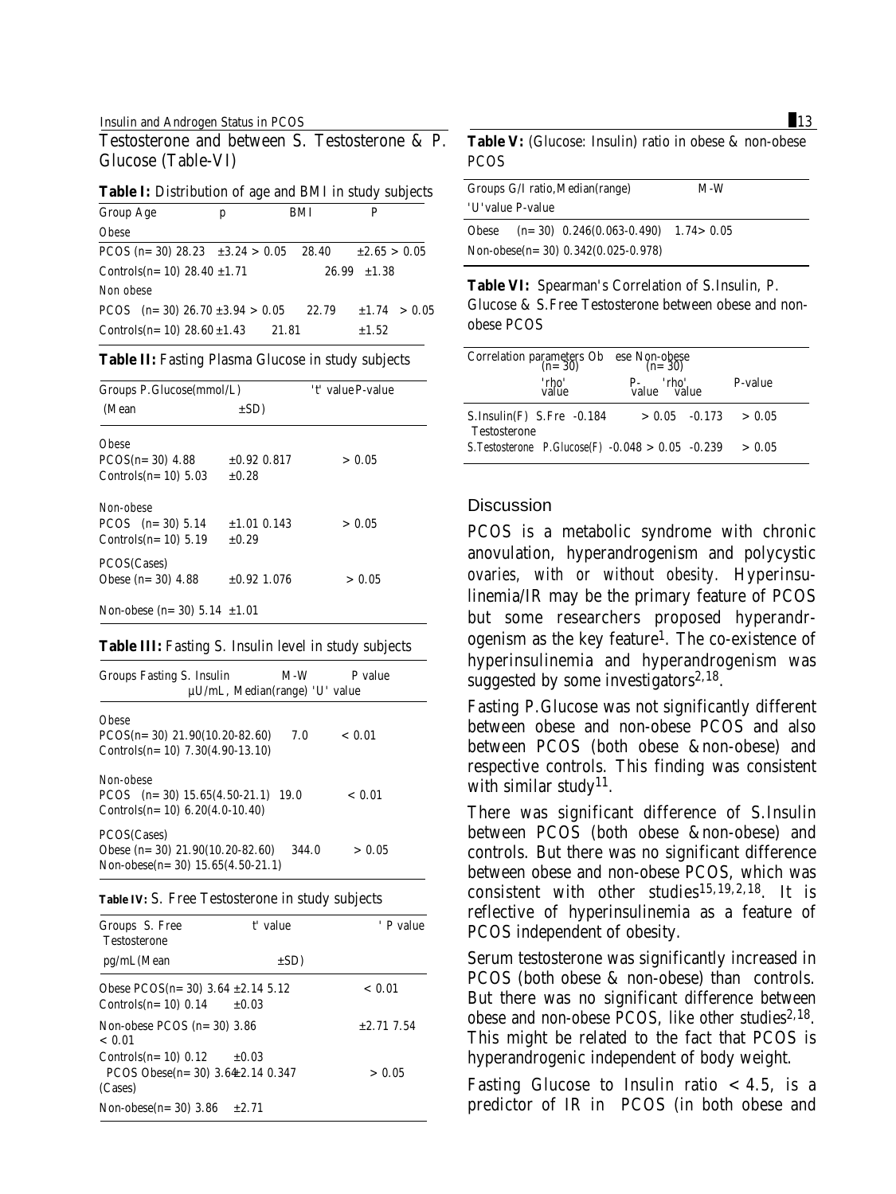Testosterone and between S. Testosterone & P. Glucose (Table-VI)

**Table I:** Distribution of age and BMI in study subjects

| Group | Age | p | BMI | P |
|---|---|---|---|---|
| Obese | | | | |
| PCOS (n= 30) | 28.23 ±3.24 | > 0.05 | 28.40 ±2.65 | > 0.05 |
| Controls(n= 10) | 28.40 ±1.71 | | 26.99 ±1.38 | |
| Non obese | | | | |
| PCOS (n= 30) | 26.70 ±3.94 | > 0.05 | 22.79 ±1.74 | > 0.05 |
| Controls(n= 10) | 28.60 ±1.43 | | 21.81 ±1.52 | |

**Table II:** Fasting Plasma Glucose in study subjects

| Groups | P.Glucose(mmol/L) (Mean ±SD) | 't' value | P-value |
|---|---|---|---|
| Obese | | | |
| PCOS(n= 30) | 4.88 ±0.92 | 0.817 | > 0.05 |
| Controls(n= 10) | 5.03 ±0.28 | | |
| Non-obese | | | |
| PCOS (n= 30) | 5.14 ±1.01 | 0.143 | > 0.05 |
| Controls(n= 10) | 5.19 ±0.29 | | |
| PCOS(Cases) | | | |
| Obese (n= 30) | 4.88 ±0.92 | 1.076 | > 0.05 |
| Non-obese (n= 30) | 5.14 ±1.01 | | |

**Table III:** Fasting S. Insulin level in study subjects

| Groups | Fasting S. Insulin µU/mL, Median(range) | M-W 'U' value | P value |
|---|---|---|---|
| Obese | | | |
| PCOS(n= 30) | 21.90(10.20-82.60) | 7.0 | < 0.01 |
| Controls(n= 10) | 7.30(4.90-13.10) | | |
| Non-obese | | | |
| PCOS (n= 30) | 15.65(4.50-21.1) | 19.0 | < 0.01 |
| Controls(n= 10) | 6.20(4.0-10.40) | | |
| PCOS(Cases) | | | |
| Obese (n= 30) | 21.90(10.20-82.60) | 344.0 | > 0.05 |
| Non-obese(n= 30) | 15.65(4.50-21.1) | | |

**Table IV:** S. Free Testosterone in study subjects

| Groups | S. Free Testosterone pg/mL(Mean ±SD) | t' value | ' P value |
|---|---|---|---|
| Obese PCOS(n= 30) | 3.64 ±2.14 | 5.12 | < 0.01 |
| Controls(n= 10) | 0.14 ±0.03 | | |
| Non-obese PCOS (n= 30) | 3.86 ±2.71 | 7.54 | < 0.01 |
| Controls(n= 10) | 0.12 ±0.03 | | |
| PCOS Obese(n= 30) (Cases) | 3.64 ±2.14 | 0.347 | > 0.05 |
| Non-obese(n= 30) | 3.86 ±2.71 | | |

**Table V:** (Glucose: Insulin) ratio in obese & non-obese PCOS

| Groups | G/I ratio, Median(range) | M-W 'U'value | P-value |
|---|---|---|---|
| Obese (n= 30) | 0.246(0.063-0.490) | 1.74 | > 0.05 |
| Non-obese(n= 30) | 0.342(0.025-0.978) | | |

**Table VI:** Spearman's Correlation of S.Insulin, P. Glucose & S.Free Testosterone between obese and non-obese PCOS

| Correlation parameters | | Obese (n= 30) 'rho' value | P-value | Non-obese (n= 30) 'rho' value | P-value |
|---|---|---|---|---|---|
| S.Insulin(F) | S.Free Testosterone | -0.184 | > 0.05 | -0.173 | > 0.05 |
| S.Testosterone | P.Glucose(F) | -0.048 | > 0.05 | -0.239 | > 0.05 |

## Discussion

PCOS is a metabolic syndrome with chronic anovulation, hyperandrogenism and polycystic ovaries, with or without obesity. Hyperinsulinemia/IR may be the primary feature of PCOS but some researchers proposed hyperandrogenism as the key feature[1]. The co-existence of hyperinsulinemia and hyperandrogenism was suggested by some investigators[2,18].

Fasting P.Glucose was not significantly different between obese and non-obese PCOS and also between PCOS (both obese & non-obese) and respective controls. This finding was consistent with similar study[11].

There was significant difference of S.Insulin between PCOS (both obese & non-obese) and controls. But there was no significant difference between obese and non-obese PCOS, which was consistent with other studies[15,19,2,18]. It is reflective of hyperinsulinemia as a feature of PCOS independent of obesity.

Serum testosterone was significantly increased in PCOS (both obese & non-obese) than controls. But there was no significant difference between obese and non-obese PCOS, like other studies[2,18]. This might be related to the fact that PCOS is hyperandrogenic independent of body weight.

Fasting Glucose to Insulin ratio < 4.5, is a predictor of IR in PCOS (in both obese and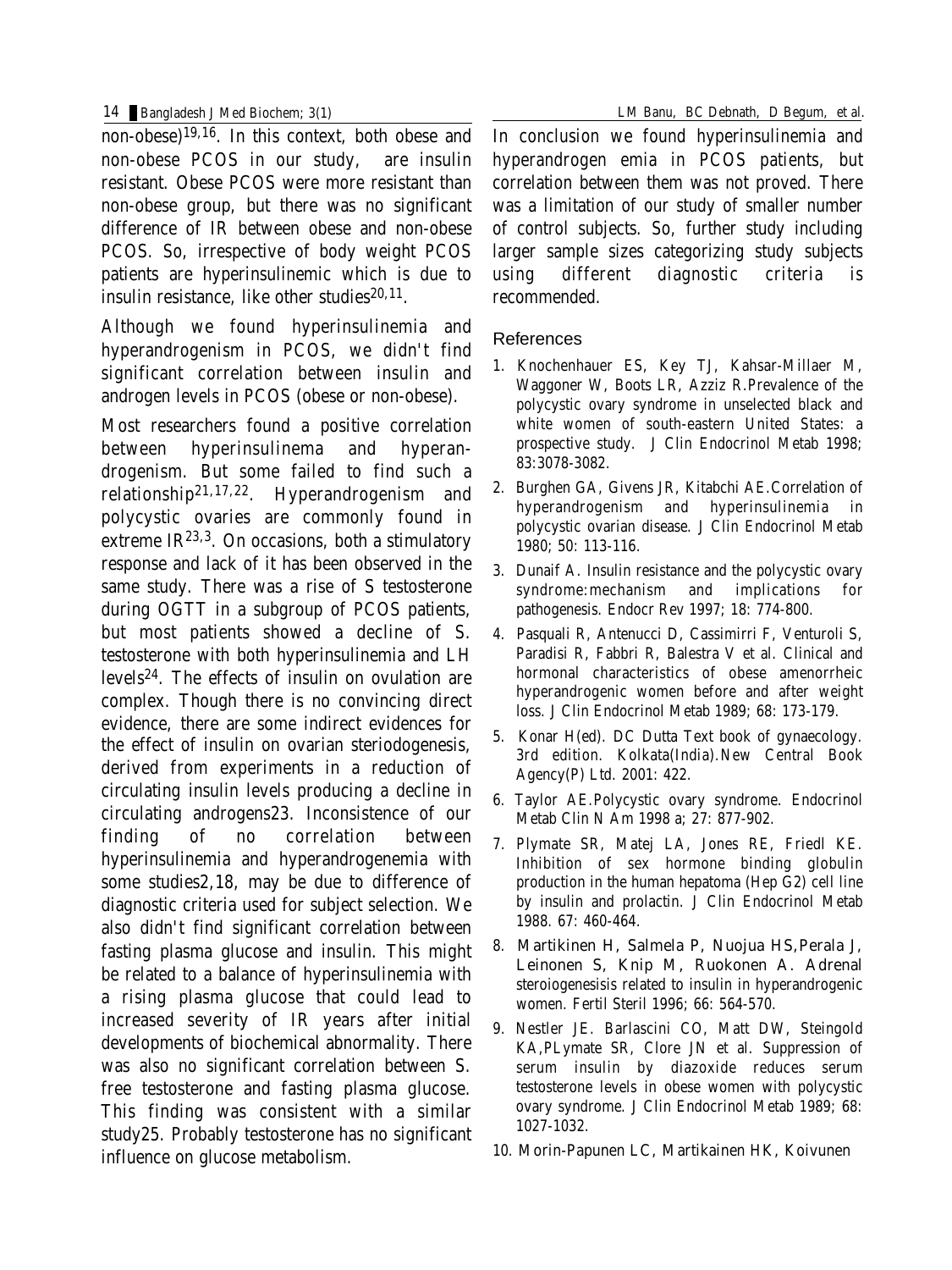non-obese)[19,16]. In this context, both obese and non-obese PCOS in our study, are insulin resistant. Obese PCOS were more resistant than non-obese group, but there was no significant difference of IR between obese and non-obese PCOS. So, irrespective of body weight PCOS patients are hyperinsulinemic which is due to insulin resistance, like other studies[20,11].

Although we found hyperinsulinemia and hyperandrogenism in PCOS, we didn't find significant correlation between insulin and androgen levels in PCOS (obese or non-obese).

Most researchers found a positive correlation between hyperinsulinema and hyperandrogenism. But some failed to find such a relationship[21,17,22]. Hyperandrogenism and polycystic ovaries are commonly found in extreme IR[23,3]. On occasions, both a stimulatory response and lack of it has been observed in the same study. There was a rise of S testosterone during OGTT in a subgroup of PCOS patients, but most patients showed a decline of S. testosterone with both hyperinsulinemia and LH levels[24]. The effects of insulin on ovulation are complex. Though there is no convincing direct evidence, there are some indirect evidences for the effect of insulin on ovarian steriodogenesis, derived from experiments in a reduction of circulating insulin levels producing a decline in circulating androgens23. Inconsistence of our finding of no correlation between hyperinsulinemia and hyperandrogenemia with some studies2,18, may be due to difference of diagnostic criteria used for subject selection. We also didn't find significant correlation between fasting plasma glucose and insulin. This might be related to a balance of hyperinsulinemia with a rising plasma glucose that could lead to increased severity of IR years after initial developments of biochemical abnormality. There was also no significant correlation between S. free testosterone and fasting plasma glucose. This finding was consistent with a similar study25. Probably testosterone has no significant influence on glucose metabolism.

In conclusion we found hyperinsulinemia and hyperandrogen emia in PCOS patients, but correlation between them was not proved. There was a limitation of our study of smaller number of control subjects. So, further study including larger sample sizes categorizing study subjects using different diagnostic criteria is recommended.

## References

1. Knochenhauer ES, Key TJ, Kahsar-Millaer M, Waggoner W, Boots LR, Azziz R.Prevalence of the polycystic ovary syndrome in unselected black and white women of south-eastern United States: a prospective study. J Clin Endocrinol Metab 1998; 83:3078-3082.
2. Burghen GA, Givens JR, Kitabchi AE.Correlation of hyperandrogenism and hyperinsulinemia in polycystic ovarian disease. J Clin Endocrinol Metab 1980; 50: 113-116.
3. Dunaif A. Insulin resistance and the polycystic ovary syndrome:mechanism and implications for pathogenesis. Endocr Rev 1997; 18: 774-800.
4. Pasquali R, Antenucci D, Cassimirri F, Venturoli S, Paradisi R, Fabbri R, Balestra V et al. Clinical and hormonal characteristics of obese amenorrheic hyperandrogenic women before and after weight loss. J Clin Endocrinol Metab 1989; 68: 173-179.
5. Konar H(ed). DC Dutta Text book of gynaecology. 3rd edition. Kolkata(India).New Central Book Agency(P) Ltd. 2001: 422.
6. Taylor AE.Polycystic ovary syndrome. Endocrinol Metab Clin N Am 1998 a; 27: 877-902.
7. Plymate SR, Matej LA, Jones RE, Friedl KE. Inhibition of sex hormone binding globulin production in the human hepatoma (Hep G2) cell line by insulin and prolactin. J Clin Endocrinol Metab 1988. 67: 460-464.
8. Martikinen H, Salmela P, Nuojua HS,Perala J, Leinonen S, Knip M, Ruokonen A. Adrenal steroiogenesisis related to insulin in hyperandrogenic women. Fertil Steril 1996; 66: 564-570.
9. Nestler JE. Barlascini CO, Matt DW, Steingold KA,PLymate SR, Clore JN et al. Suppression of serum insulin by diazoxide reduces serum testosterone levels in obese women with polycystic ovary syndrome. J Clin Endocrinol Metab 1989; 68: 1027-1032.
10. Morin-Papunen LC, Martikainen HK, Koivunen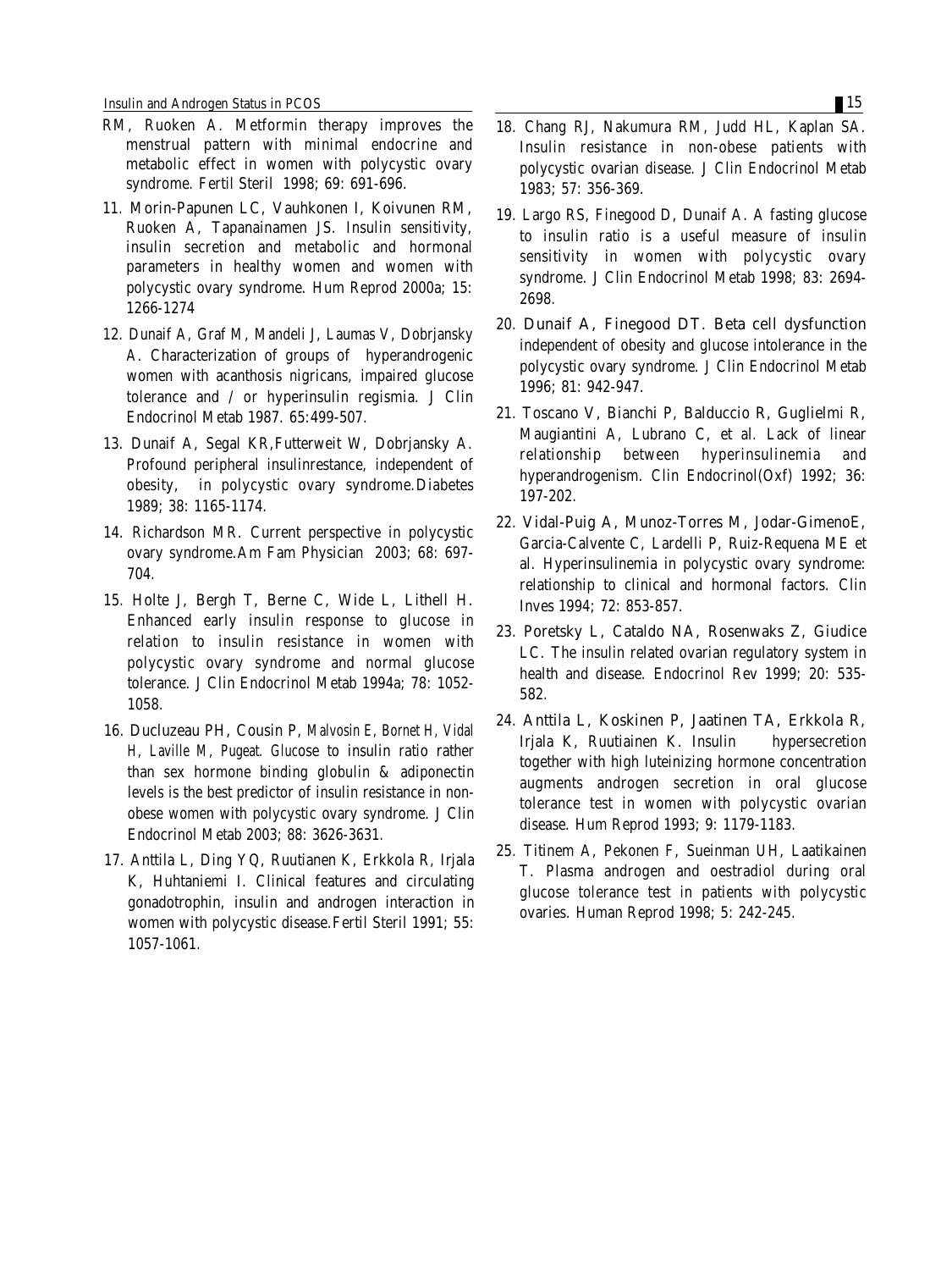RM, Ruoken A. Metformin therapy improves the menstrual pattern with minimal endocrine and metabolic effect in women with polycystic ovary syndrome. Fertil Steril 1998; 69: 691-696.

11. Morin-Papunen LC, Vauhkonen I, Koivunen RM, Ruoken A, Tapanainamen JS. Insulin sensitivity, insulin secretion and metabolic and hormonal parameters in healthy women and women with polycystic ovary syndrome. Hum Reprod 2000a; 15: 1266-1274

12. Dunaif A, Graf M, Mandeli J, Laumas V, Dobrjansky A. Characterization of groups of hyperandrogenic women with acanthosis nigricans, impaired glucose tolerance and / or hyperinsulin regismia. J Clin Endocrinol Metab 1987. 65:499-507.

13. Dunaif A, Segal KR,Futterweit W, Dobrjansky A. Profound peripheral insulinrestance, independent of obesity, in polycystic ovary syndrome.Diabetes 1989; 38: 1165-1174.

14. Richardson MR. Current perspective in polycystic ovary syndrome.Am Fam Physician 2003; 68: 697-704.

15. Holte J, Bergh T, Berne C, Wide L, Lithell H. Enhanced early insulin response to glucose in relation to insulin resistance in women with polycystic ovary syndrome and normal glucose tolerance. J Clin Endocrinol Metab 1994a; 78: 1052-1058.

16. Ducluzeau PH, Cousin P, Malvosin E, Bornet H, Vidal H, Laville M, Pugeat. Glucose to insulin ratio rather than sex hormone binding globulin & adiponectin levels is the best predictor of insulin resistance in non-obese women with polycystic ovary syndrome. J Clin Endocrinol Metab 2003; 88: 3626-3631.

17. Anttila L, Ding YQ, Ruutianen K, Erkkola R, Irjala K, Huhtaniemi I. Clinical features and circulating gonadotrophin, insulin and androgen interaction in women with polycystic disease.Fertil Steril 1991; 55: 1057-1061.

18. Chang RJ, Nakumura RM, Judd HL, Kaplan SA. Insulin resistance in non-obese patients with polycystic ovarian disease. J Clin Endocrinol Metab 1983; 57: 356-369.

19. Largo RS, Finegood D, Dunaif A. A fasting glucose to insulin ratio is a useful measure of insulin sensitivity in women with polycystic ovary syndrome. J Clin Endocrinol Metab 1998; 83: 2694-2698.

20. Dunaif A, Finegood DT. Beta cell dysfunction independent of obesity and glucose intolerance in the polycystic ovary syndrome. J Clin Endocrinol Metab 1996; 81: 942-947.

21. Toscano V, Bianchi P, Balduccio R, Guglielmi R, Maugiantini A, Lubrano C, et al. Lack of linear relationship between hyperinsulinemia and hyperandrogenism. Clin Endocrinol(Oxf) 1992; 36: 197-202.

22. Vidal-Puig A, Munoz-Torres M, Jodar-GimenoE, Garcia-Calvente C, Lardelli P, Ruiz-Requena ME et al. Hyperinsulinemia in polycystic ovary syndrome: relationship to clinical and hormonal factors. Clin Inves 1994; 72: 853-857.

23. Poretsky L, Cataldo NA, Rosenwaks Z, Giudice LC. The insulin related ovarian regulatory system in health and disease. Endocrinol Rev 1999; 20: 535-582.

24. Anttila L, Koskinen P, Jaatinen TA, Erkkola R, Irjala K, Ruutiainen K. Insulin hypersecretion together with high luteinizing hormone concentration augments androgen secretion in oral glucose tolerance test in women with polycystic ovarian disease. Hum Reprod 1993; 9: 1179-1183.

25. Titinem A, Pekonen F, Sueinman UH, Laatikainen T. Plasma androgen and oestradiol during oral glucose tolerance test in patients with polycystic ovaries. Human Reprod 1998; 5: 242-245.